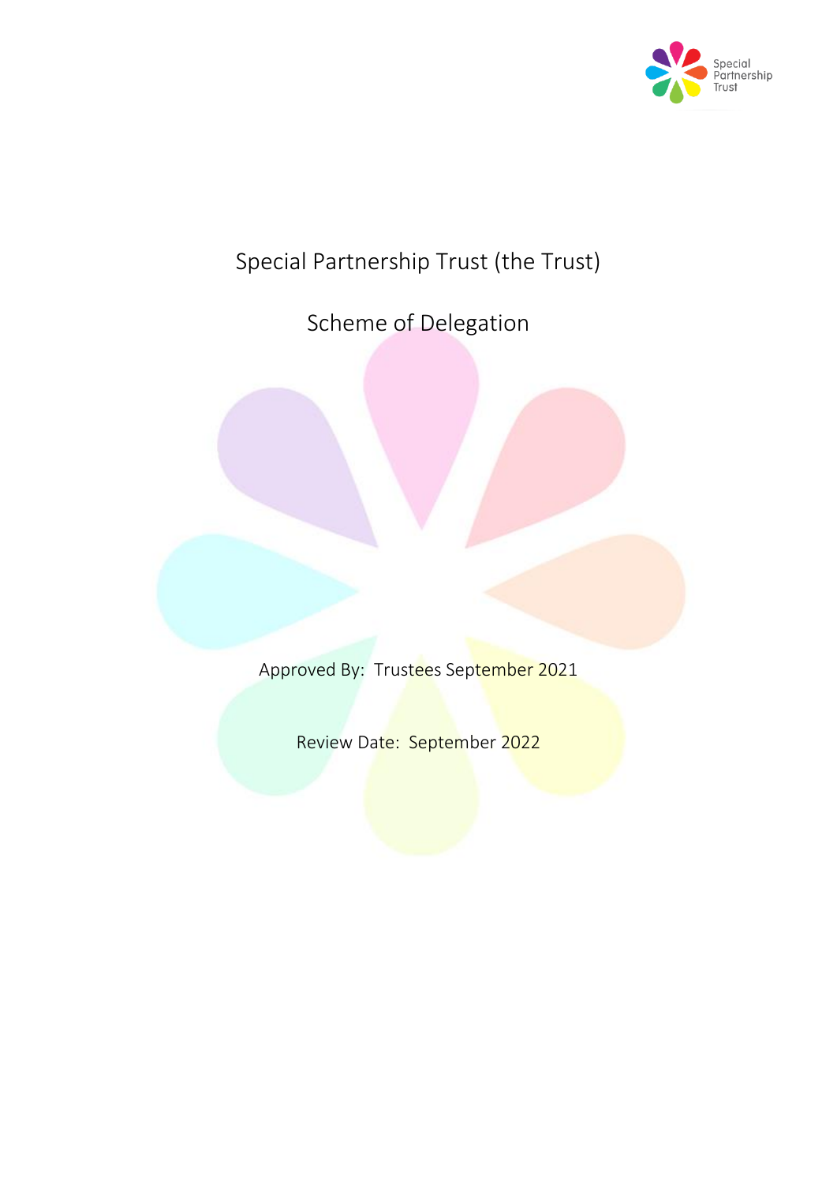# Special Partnership Trust (the Trust)

## Scheme of Delegation

Approved By: Trustees September 2021

Review Date: September 2022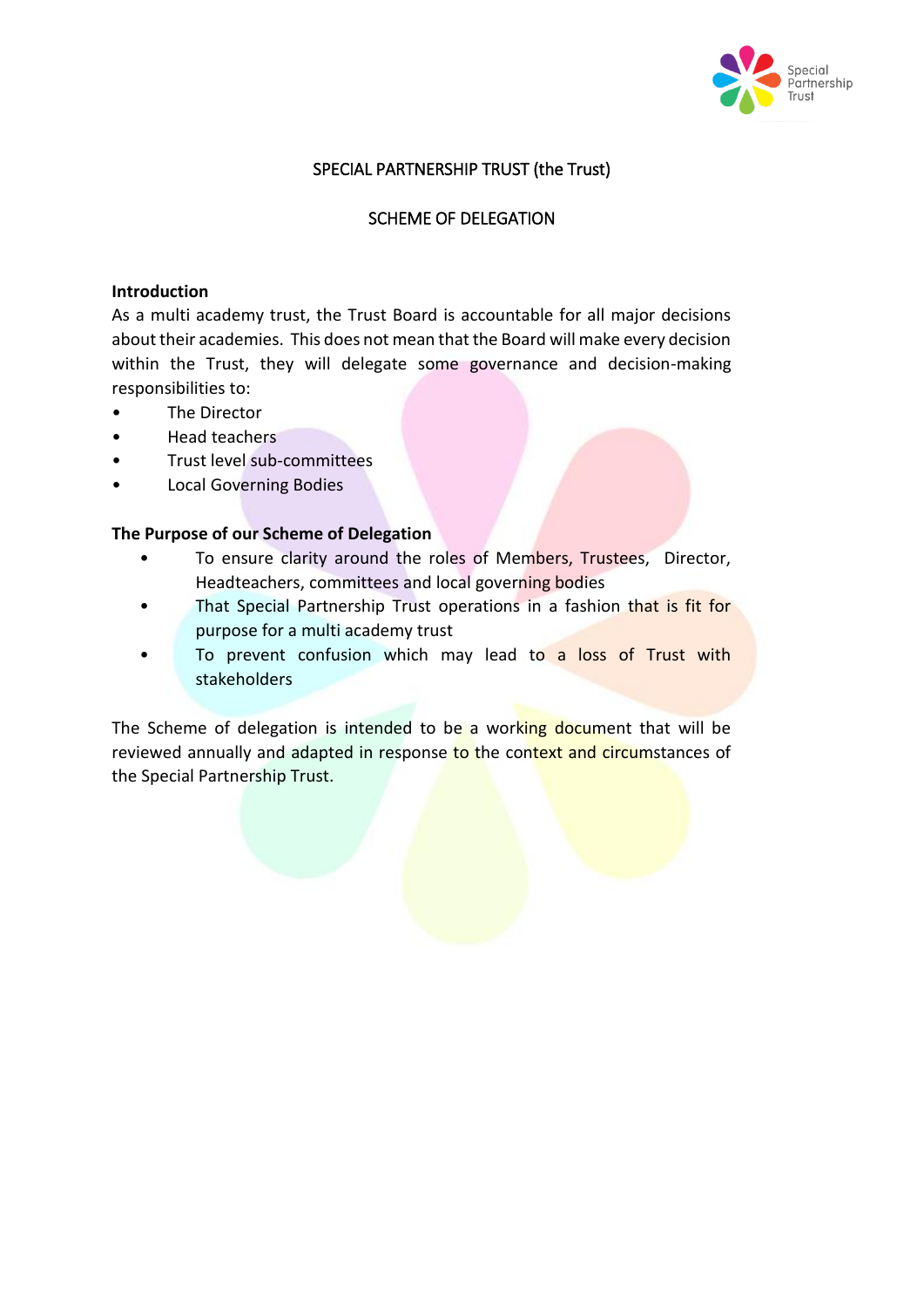SPECIAL PARTNERSHIP TRUST (the Trust)

SCHEME OF DELEGATION

**Introduction**

As a multi academy trust, the Trust Board is accountable for all major decisions about their academies. This does not mean that the Board will make every decision within the Trust, they will delegate some governance and decision-making responsibilities to:

- The Director
- Head teachers
- Trust level sub-committees
- Local Governing Bodies

**The Purpose of our Scheme of Delegation**

- To ensure clarity around the roles of Members, Trustees, Director, Headteachers, committees and local governing bodies
- That Special Partnership Trust operations in a fashion that is fit for purpose for a multi academy trust
- To prevent confusion which may lead to a loss of Trust with stakeholders

The Scheme of delegation is intended to be a working document that will be reviewed annually and adapted in response to the context and circumstances of the Special Partnership Trust.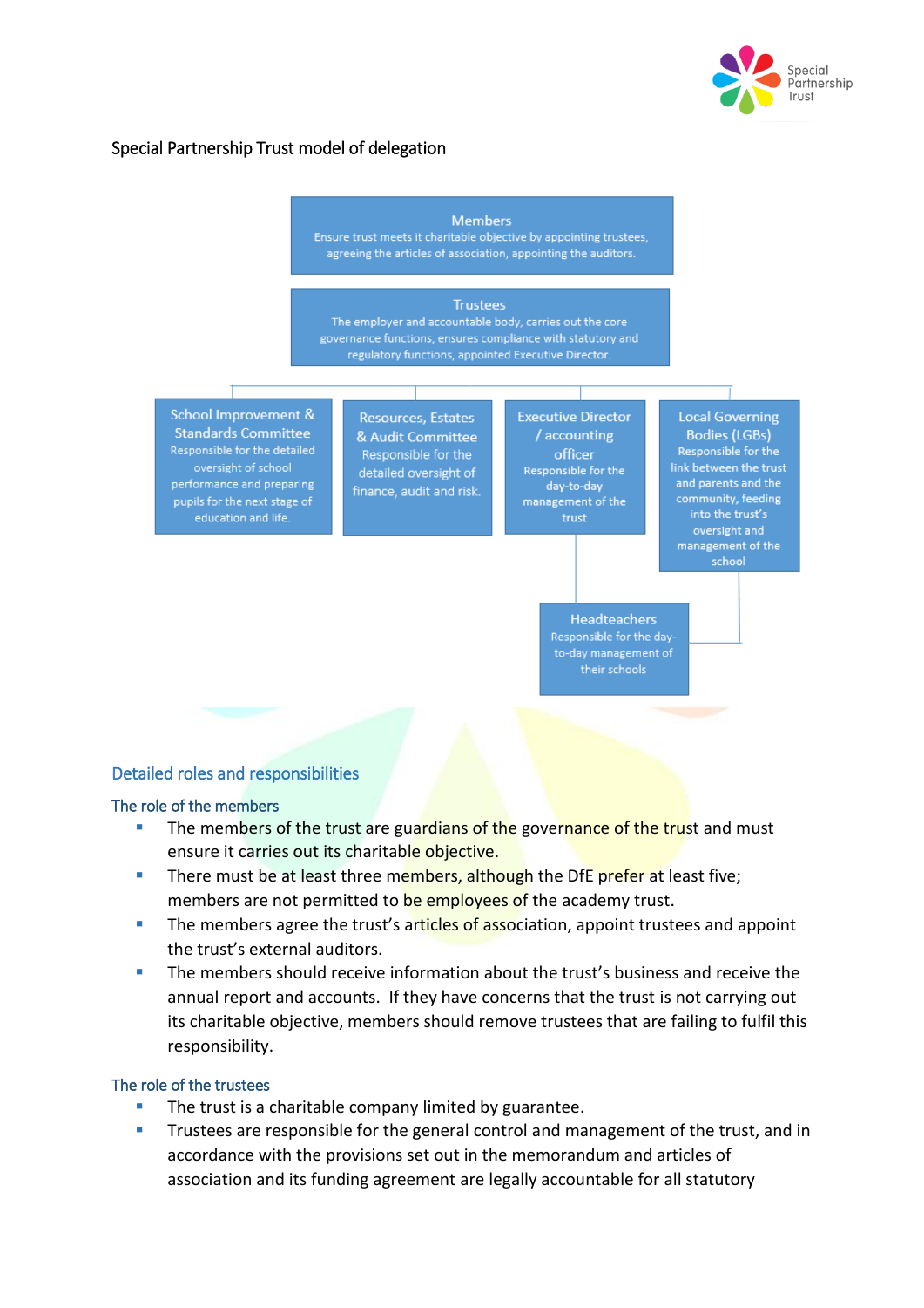Special Partnership Trust model of delegation

**Members**
Ensure trust meets it charitable objective by appointing trustees, agreeing the articles of association, appointing the auditors.

**Trustees**
The employer and accountable body, carries out the core governance functions, ensures compliance with statutory and regulatory functions, appointed Executive Director.

**School Improvement & Standards Committee**
Responsible for the detailed oversight of school performance and preparing pupils for the next stage of education and life.

**Resources, Estates & Audit Committee**
Responsible for the detailed oversight of finance, audit and risk.

**Executive Director / accounting officer**
Responsible for the day-to-day management of the trust

**Local Governing Bodies (LGBs)**
Responsible for the link between the trust and parents and the community, feeding into the trust's oversight and management of the school

**Headteachers**
Responsible for the day-to-day management of their schools

## Detailed roles and responsibilities

### The role of the members

- The members of the trust are guardians of the governance of the trust and must ensure it carries out its charitable objective.
- There must be at least three members, although the DfE prefer at least five; members are not permitted to be employees of the academy trust.
- The members agree the trust's articles of association, appoint trustees and appoint the trust's external auditors.
- The members should receive information about the trust's business and receive the annual report and accounts. If they have concerns that the trust is not carrying out its charitable objective, members should remove trustees that are failing to fulfil this responsibility.

### The role of the trustees

- The trust is a charitable company limited by guarantee.
- Trustees are responsible for the general control and management of the trust, and in accordance with the provisions set out in the memorandum and articles of association and its funding agreement are legally accountable for all statutory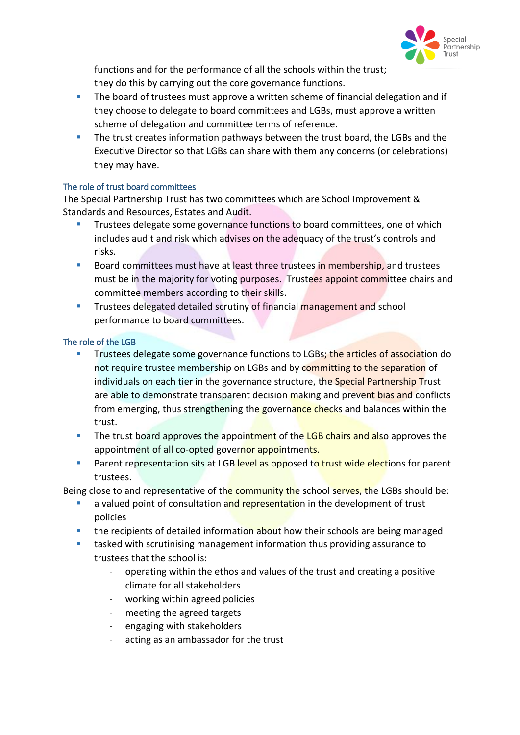functions and for the performance of all the schools within the trust; they do this by carrying out the core governance functions.

- The board of trustees must approve a written scheme of financial delegation and if they choose to delegate to board committees and LGBs, must approve a written scheme of delegation and committee terms of reference.
- The trust creates information pathways between the trust board, the LGBs and the Executive Director so that LGBs can share with them any concerns (or celebrations) they may have.

### The role of trust board committees

The Special Partnership Trust has two committees which are School Improvement & Standards and Resources, Estates and Audit.

- Trustees delegate some governance functions to board committees, one of which includes audit and risk which advises on the adequacy of the trust's controls and risks.
- Board committees must have at least three trustees in membership, and trustees must be in the majority for voting purposes. Trustees appoint committee chairs and committee members according to their skills.
- Trustees delegated detailed scrutiny of financial management and school performance to board committees.

### The role of the LGB

- Trustees delegate some governance functions to LGBs; the articles of association do not require trustee membership on LGBs and by committing to the separation of individuals on each tier in the governance structure, the Special Partnership Trust are able to demonstrate transparent decision making and prevent bias and conflicts from emerging, thus strengthening the governance checks and balances within the trust.
- The trust board approves the appointment of the LGB chairs and also approves the appointment of all co-opted governor appointments.
- Parent representation sits at LGB level as opposed to trust wide elections for parent trustees.

Being close to and representative of the community the school serves, the LGBs should be:

- a valued point of consultation and representation in the development of trust policies
- the recipients of detailed information about how their schools are being managed
- tasked with scrutinising management information thus providing assurance to trustees that the school is:
    - operating within the ethos and values of the trust and creating a positive climate for all stakeholders
    - working within agreed policies
    - meeting the agreed targets
    - engaging with stakeholders
    - acting as an ambassador for the trust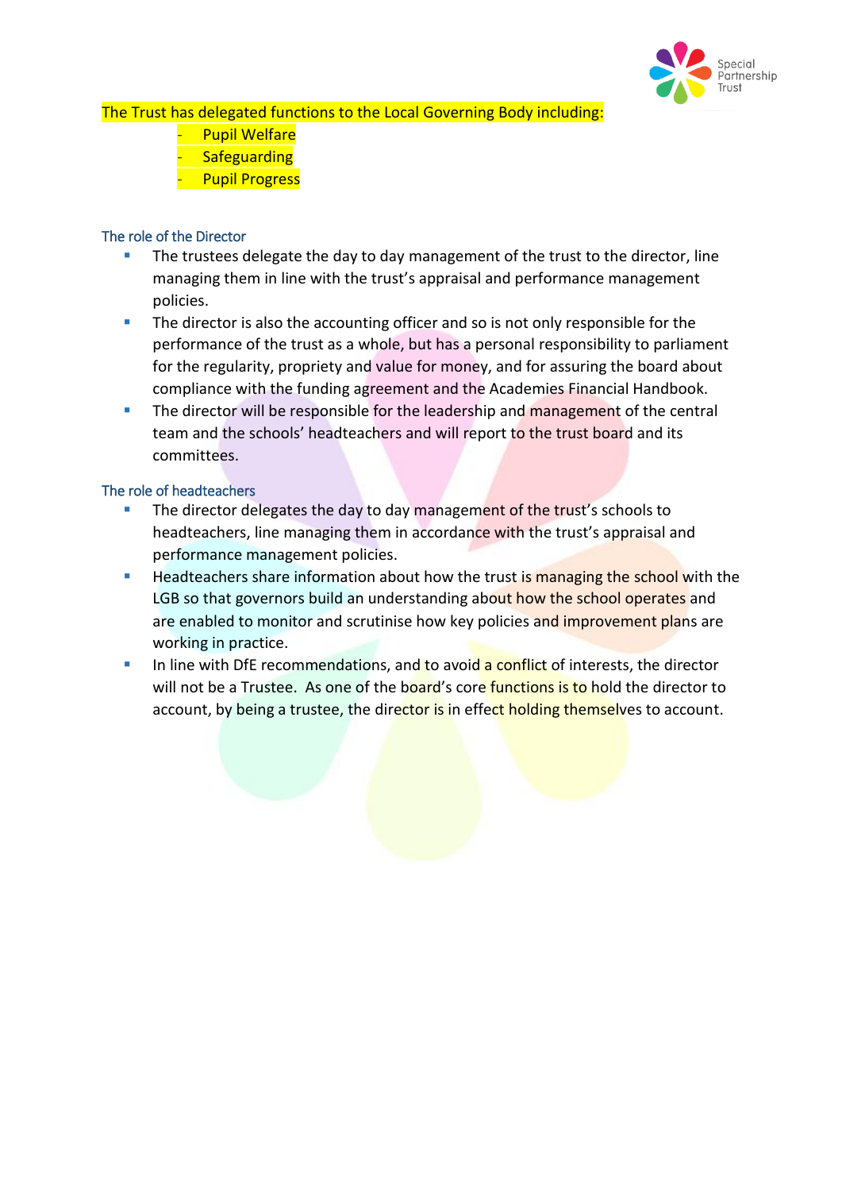The Trust has delegated functions to the Local Governing Body including:

- Pupil Welfare
- Safeguarding
- Pupil Progress

### The role of the Director

- The trustees delegate the day to day management of the trust to the director, line managing them in line with the trust's appraisal and performance management policies.
- The director is also the accounting officer and so is not only responsible for the performance of the trust as a whole, but has a personal responsibility to parliament for the regularity, propriety and value for money, and for assuring the board about compliance with the funding agreement and the Academies Financial Handbook.
- The director will be responsible for the leadership and management of the central team and the schools' headteachers and will report to the trust board and its committees.

### The role of headteachers

- The director delegates the day to day management of the trust's schools to headteachers, line managing them in accordance with the trust's appraisal and performance management policies.
- Headteachers share information about how the trust is managing the school with the LGB so that governors build an understanding about how the school operates and are enabled to monitor and scrutinise how key policies and improvement plans are working in practice.
- In line with DfE recommendations, and to avoid a conflict of interests, the director will not be a Trustee. As one of the board's core functions is to hold the director to account, by being a trustee, the director is in effect holding themselves to account.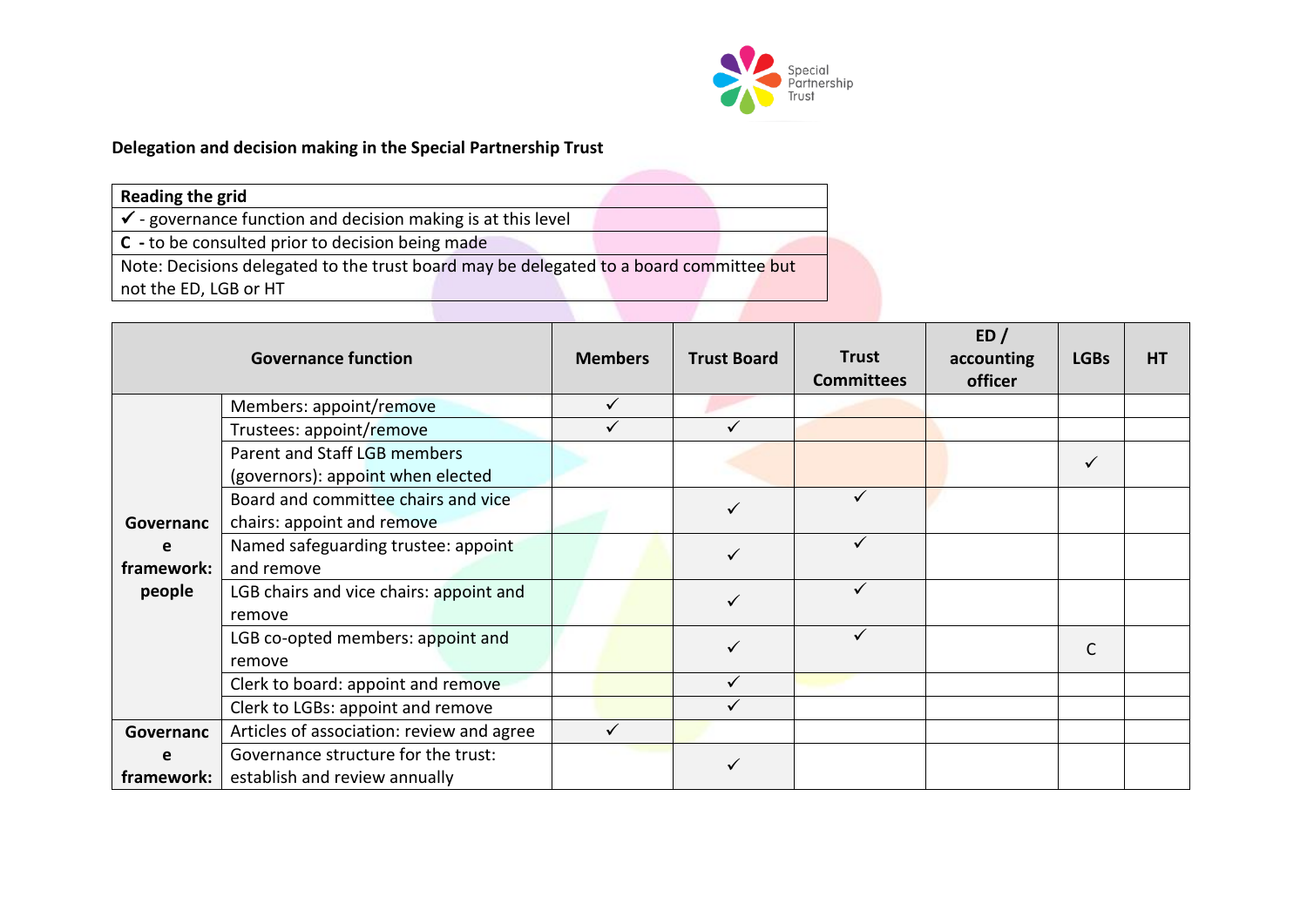**Delegation and decision making in the Special Partnership Trust**

| Reading the grid |
|---|
| ✓ - governance function and decision making is at this level |
| **C -** to be consulted prior to decision being made |
| Note: Decisions delegated to the trust board may be delegated to a board committee but not the ED, LGB or HT |

| Governance function | | Members | Trust Board | Trust Committees | ED / accounting officer | LGBs | HT |
|---|---|---|---|---|---|---|---|
| **Governance framework: people** | Members: appoint/remove | ✓ | | | | | |
| | Trustees: appoint/remove | ✓ | ✓ | | | | |
| | Parent and Staff LGB members (governors): appoint when elected | | | | | ✓ | |
| | Board and committee chairs and vice chairs: appoint and remove | | ✓ | ✓ | | | |
| | Named safeguarding trustee: appoint and remove | | ✓ | ✓ | | | |
| | LGB chairs and vice chairs: appoint and remove | | ✓ | ✓ | | | |
| | LGB co-opted members: appoint and remove | | ✓ | ✓ | | C | |
| | Clerk to board: appoint and remove | | ✓ | | | | |
| | Clerk to LGBs: appoint and remove | | ✓ | | | | |
| **Governance framework:** | Articles of association: review and agree | ✓ | | | | | |
| | Governance structure for the trust: establish and review annually | | ✓ | | | | |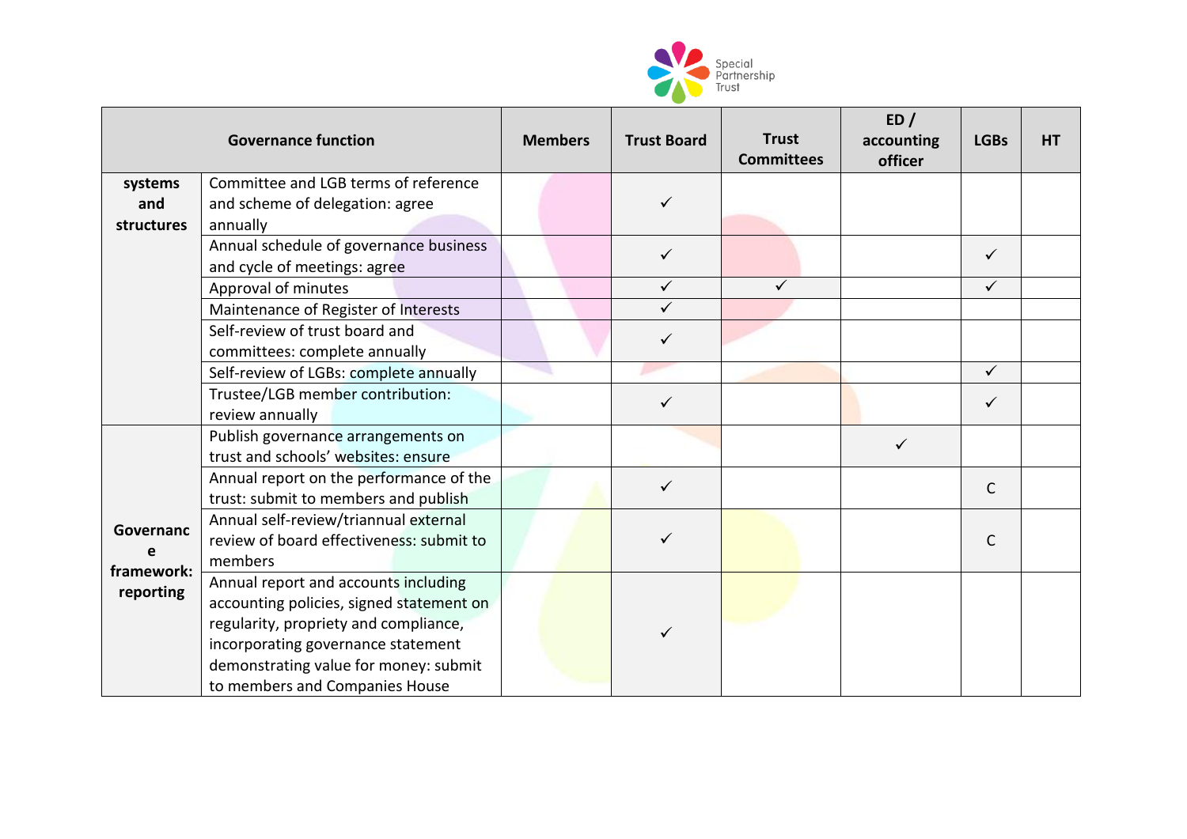| Governance function | | Members | Trust Board | Trust Committees | ED / accounting officer | LGBs | HT |
|---|---|---|---|---|---|---|---|
| systems and structures | Committee and LGB terms of reference and scheme of delegation: agree annually | | ✓ | | | | |
| | Annual schedule of governance business and cycle of meetings: agree | | ✓ | | | ✓ | |
| | Approval of minutes | | ✓ | ✓ | | ✓ | |
| | Maintenance of Register of Interests | | ✓ | | | | |
| | Self-review of trust board and committees: complete annually | | ✓ | | | | |
| | Self-review of LGBs: complete annually | | | | | ✓ | |
| | Trustee/LGB member contribution: review annually | | ✓ | | | ✓ | |
| Governance framework: reporting | Publish governance arrangements on trust and schools' websites: ensure | | | | ✓ | | |
| | Annual report on the performance of the trust: submit to members and publish | | ✓ | | | C | |
| | Annual self-review/triannual external review of board effectiveness: submit to members | | ✓ | | | C | |
| | Annual report and accounts including accounting policies, signed statement on regularity, propriety and compliance, incorporating governance statement demonstrating value for money: submit to members and Companies House | | ✓ | | | | |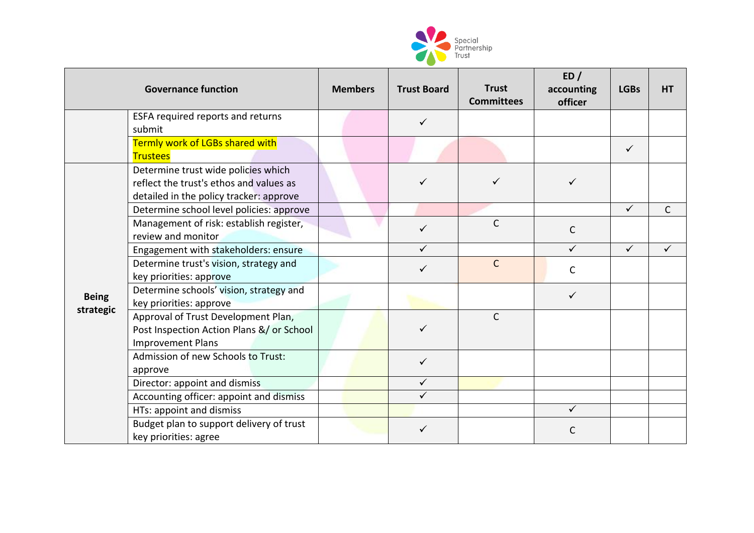| Governance function | | Members | Trust Board | Trust Committees | ED / accounting officer | LGBs | HT |
|---|---|---|---|---|---|---|---|
| | ESFA required reports and returns submit | | ✓ | | | | |
| | Termly work of LGBs shared with Trustees | | | | | ✓ | |
| **Being strategic** | Determine trust wide policies which reflect the trust's ethos and values as detailed in the policy tracker: approve | | ✓ | ✓ | ✓ | | |
| | Determine school level policies: approve | | | | | ✓ | C |
| | Management of risk: establish register, review and monitor | | ✓ | C | C | | |
| | Engagement with stakeholders: ensure | | ✓ | | ✓ | ✓ | ✓ |
| | Determine trust's vision, strategy and key priorities: approve | | ✓ | C | C | | |
| | Determine schools' vision, strategy and key priorities: approve | | | | ✓ | | |
| | Approval of Trust Development Plan, Post Inspection Action Plans &/ or School Improvement Plans | | ✓ | C | | | |
| | Admission of new Schools to Trust: approve | | ✓ | | | | |
| | Director: appoint and dismiss | | ✓ | | | | |
| | Accounting officer: appoint and dismiss | | ✓ | | | | |
| | HTs: appoint and dismiss | | | | ✓ | | |
| | Budget plan to support delivery of trust key priorities: agree | | ✓ | | C | | |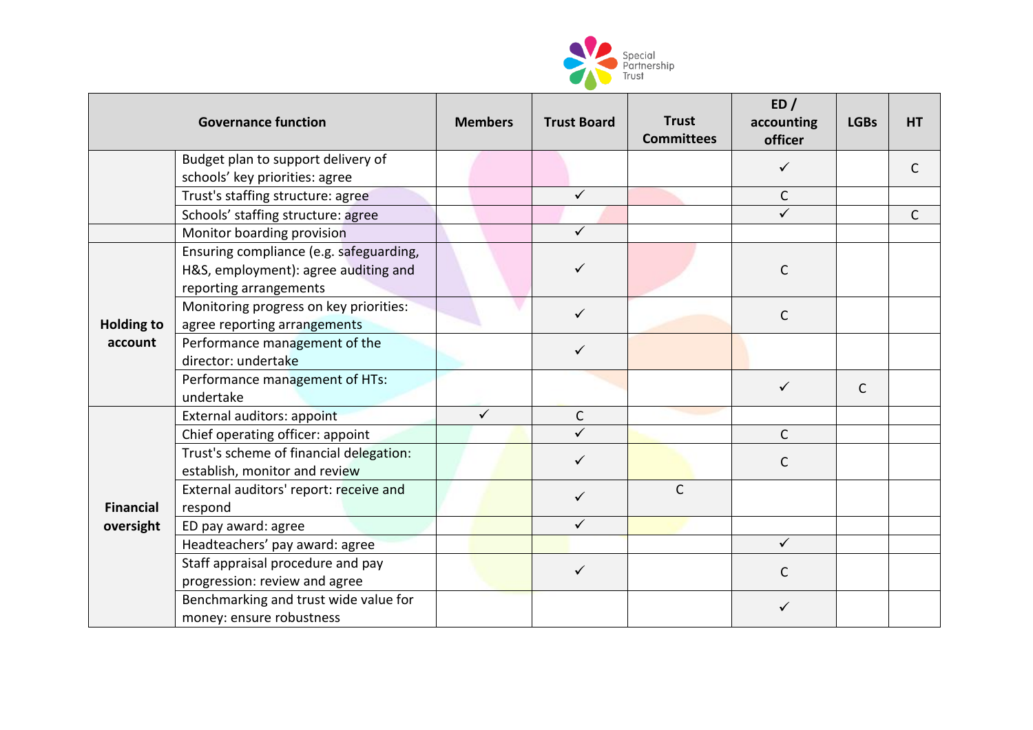| Governance function | | Members | Trust Board | Trust Committees | ED / accounting officer | LGBs | HT |
|---|---|---|---|---|---|---|---|
| | Budget plan to support delivery of schools' key priorities: agree | | | | ✓ | | C |
| | Trust's staffing structure: agree | | ✓ | | C | | |
| | Schools' staffing structure: agree | | | | ✓ | | C |
| | Monitor boarding provision | | ✓ | | | | |
| Holding to account | Ensuring compliance (e.g. safeguarding, H&S, employment): agree auditing and reporting arrangements | | ✓ | | C | | |
| | Monitoring progress on key priorities: agree reporting arrangements | | ✓ | | C | | |
| | Performance management of the director: undertake | | ✓ | | | | |
| | Performance management of HTs: undertake | | | | ✓ | C | |
| Financial oversight | External auditors: appoint | ✓ | C | | | | |
| | Chief operating officer: appoint | | ✓ | | C | | |
| | Trust's scheme of financial delegation: establish, monitor and review | | ✓ | | C | | |
| | External auditors' report: receive and respond | | ✓ | C | | | |
| | ED pay award: agree | | ✓ | | | | |
| | Headteachers' pay award: agree | | | | ✓ | | |
| | Staff appraisal procedure and pay progression: review and agree | | ✓ | | C | | |
| | Benchmarking and trust wide value for money: ensure robustness | | | | ✓ | | |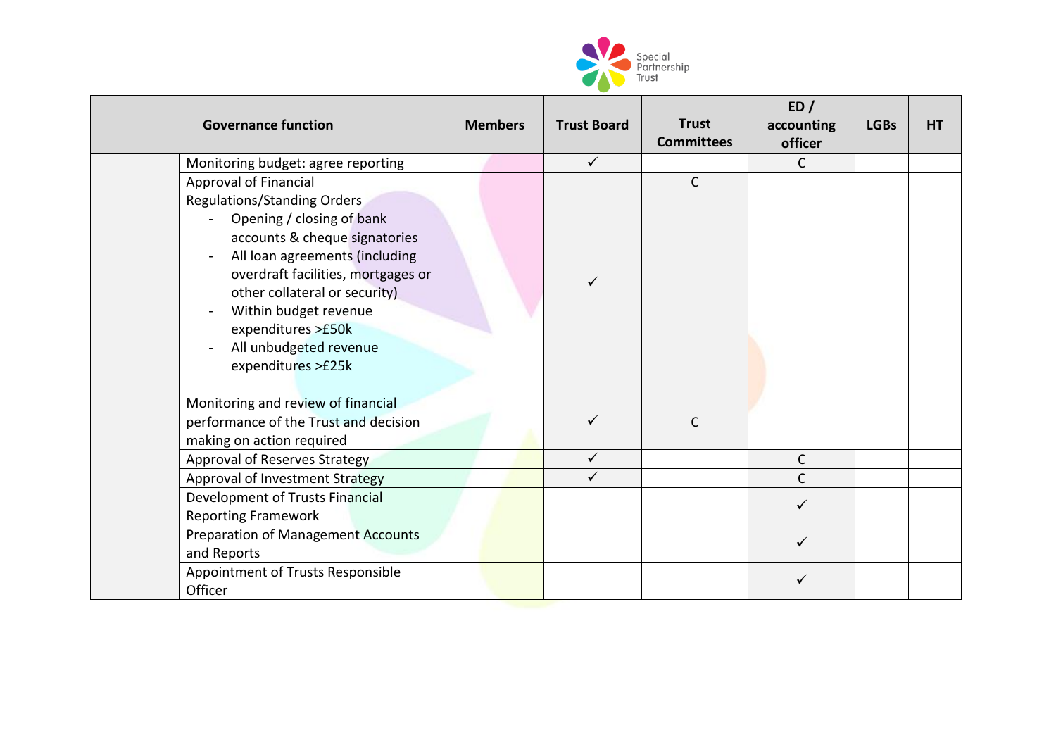| Governance function | | Members | Trust Board | Trust Committees | ED / accounting officer | LGBs | HT |
|---|---|---|---|---|---|---|---|
| | Monitoring budget: agree reporting | | ✓ | | C | | |
| | Approval of Financial Regulations/Standing Orders<br>- Opening / closing of bank accounts & cheque signatories<br>- All loan agreements (including overdraft facilities, mortgages or other collateral or security)<br>- Within budget revenue expenditures >£50k<br>- All unbudgeted revenue expenditures >£25k | | ✓ | C | | | |
| | Monitoring and review of financial performance of the Trust and decision making on action required | | ✓ | C | | | |
| | Approval of Reserves Strategy | | ✓ | | C | | |
| | Approval of Investment Strategy | | ✓ | | C | | |
| | Development of Trusts Financial Reporting Framework | | | | ✓ | | |
| | Preparation of Management Accounts and Reports | | | | ✓ | | |
| | Appointment of Trusts Responsible Officer | | | | ✓ | | |